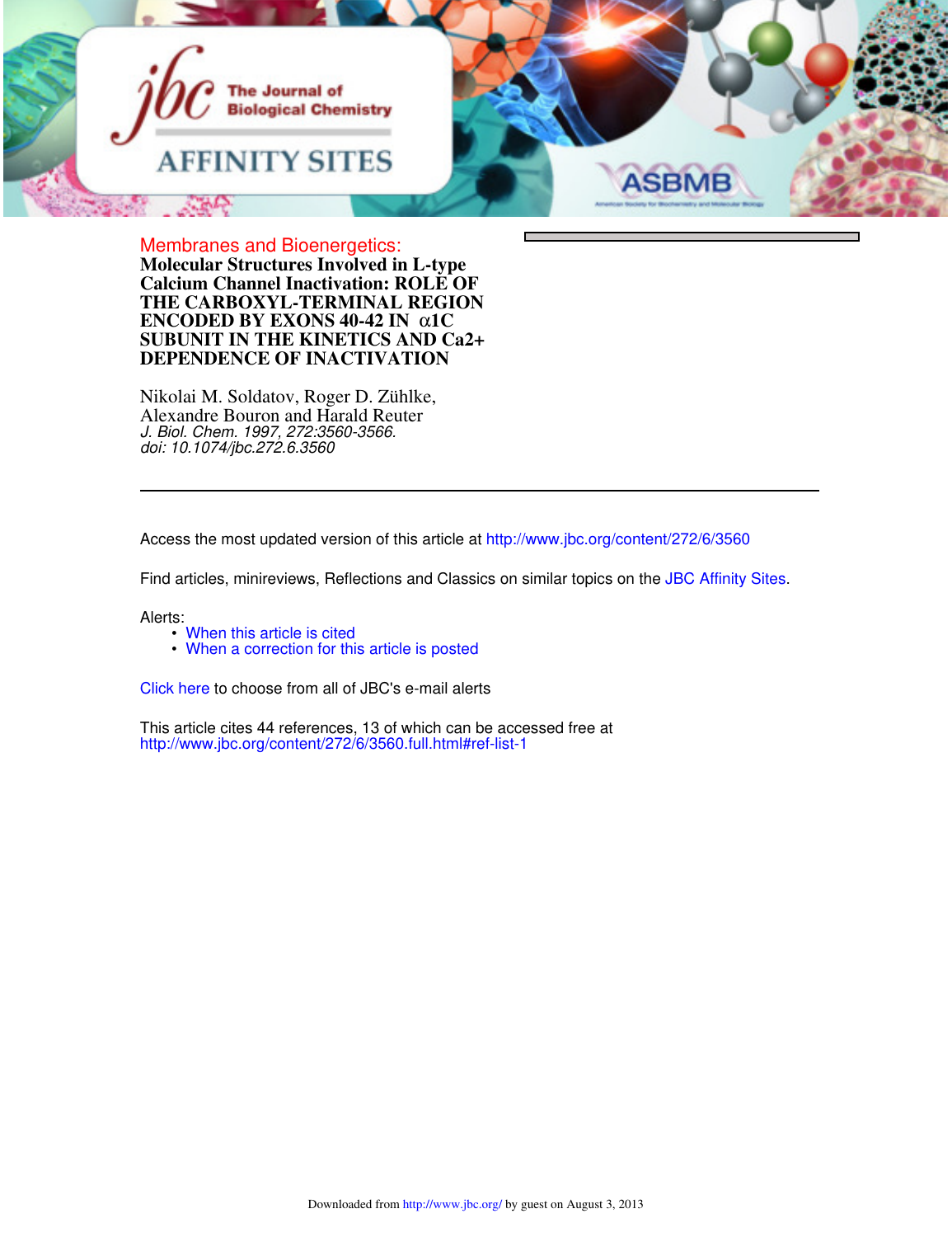Membranes and Bioenergetics:

# Molecular Structures Involved in L-type Calcium Channel Inactivation: ROLE OF THE CARBOXYL-TERMINAL REGION ENCODED BY EXONS 40-42 IN α1C SUBUNIT IN THE KINETICS AND Ca2+ DEPENDENCE OF INACTIVATION

Nikolai M. Soldatov, Roger D. Zühlke, Alexandre Bouron and Harald Reuter

*J. Biol. Chem. 1997, 272:3560-3566.*
*doi: 10.1074/jbc.272.6.3560*

---

Access the most updated version of this article at http://www.jbc.org/content/272/6/3560

Find articles, minireviews, Reflections and Classics on similar topics on the JBC Affinity Sites.

Alerts:

- When this article is cited
- When a correction for this article is posted

Click here to choose from all of JBC's e-mail alerts

This article cites 44 references, 13 of which can be accessed free at http://www.jbc.org/content/272/6/3560.full.html#ref-list-1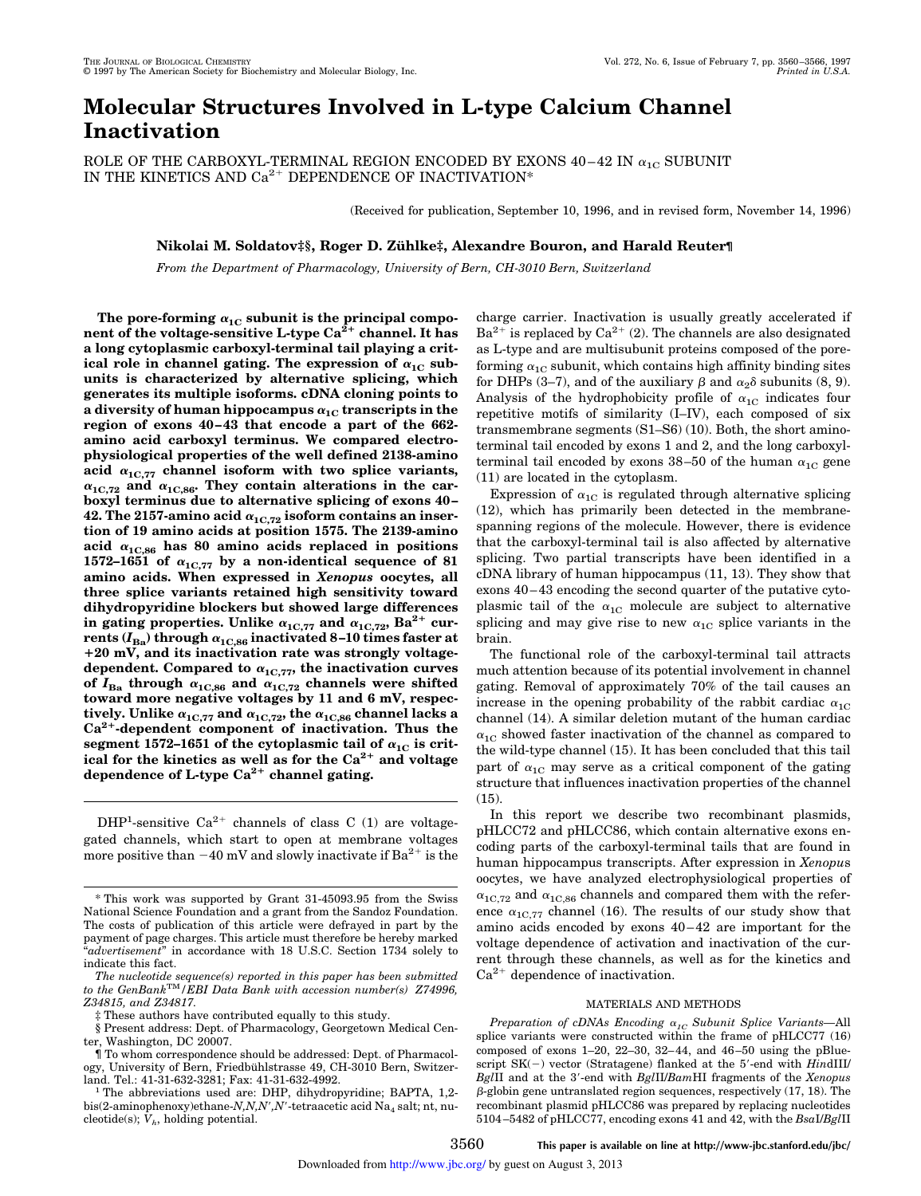# Molecular Structures Involved in L-type Calcium Channel Inactivation

ROLE OF THE CARBOXYL-TERMINAL REGION ENCODED BY EXONS 40–42 IN $\alpha_{1C}$ SUBUNIT IN THE KINETICS AND $Ca^{2+}$ DEPENDENCE OF INACTIVATION*

(Received for publication, September 10, 1996, and in revised form, November 14, 1996)

**Nikolai M. Soldatov‡§, Roger D. Zühlke‡, Alexandre Bouron, and Harald Reuter¶**

*From the Department of Pharmacology, University of Bern, CH-3010 Bern, Switzerland*

**The pore-forming $\alpha_{1C}$ subunit is the principal component of the voltage-sensitive L-type $Ca^{2+}$ channel. It has a long cytoplasmic carboxyl-terminal tail playing a critical role in channel gating. The expression of $\alpha_{1C}$ subunits is characterized by alternative splicing, which generates its multiple isoforms. cDNA cloning points to a diversity of human hippocampus $\alpha_{1C}$ transcripts in the region of exons 40–43 that encode a part of the 662-amino acid carboxyl terminus. We compared electrophysiological properties of the well defined 2138-amino acid $\alpha_{1C,77}$ channel isoform with two splice variants, $\alpha_{1C,72}$ and $\alpha_{1C,86}$. They contain alterations in the carboxyl terminus due to alternative splicing of exons 40–42. The 2157-amino acid $\alpha_{1C,72}$ isoform contains an insertion of 19 amino acids at position 1575. The 2139-amino acid $\alpha_{1C,86}$ has 80 amino acids replaced in positions 1572–1651 of $\alpha_{1C,77}$ by a non-identical sequence of 81 amino acids. When expressed in *Xenopus* oocytes, all three splice variants retained high sensitivity toward dihydropyridine blockers but showed large differences in gating properties. Unlike $\alpha_{1C,77}$ and $\alpha_{1C,72}$, $Ba^{2+}$ currents ($I_{Ba}$) through $\alpha_{1C,86}$ inactivated 8–10 times faster at +20 mV, and its inactivation rate was strongly voltage-dependent. Compared to $\alpha_{1C,77}$, the inactivation curves of $I_{Ba}$ through $\alpha_{1C,86}$ and $\alpha_{1C,72}$ channels were shifted toward more negative voltages by 11 and 6 mV, respectively. Unlike $\alpha_{1C,77}$ and $\alpha_{1C,72}$, the $\alpha_{1C,86}$ channel lacks a $Ca^{2+}$-dependent component of inactivation. Thus the segment 1572–1651 of the cytoplasmic tail of $\alpha_{1C}$ is critical for the kinetics as well as for the $Ca^{2+}$ and voltage dependence of L-type $Ca^{2+}$ channel gating.**

DHP[1]-sensitive $Ca^{2+}$ channels of class C (1) are voltage-gated channels, which start to open at membrane voltages more positive than −40 mV and slowly inactivate if $Ba^{2+}$ is the charge carrier. Inactivation is usually greatly accelerated if $Ba^{2+}$ is replaced by $Ca^{2+}$ (2). The channels are also designated as L-type and are multisubunit proteins composed of the pore-forming $\alpha_{1C}$ subunit, which contains high affinity binding sites for DHPs (3–7), and of the auxiliary $\beta$ and $\alpha_2\delta$ subunits (8, 9). Analysis of the hydrophobicity profile of $\alpha_{1C}$ indicates four repetitive motifs of similarity (I–IV), each composed of six transmembrane segments (S1–S6) (10). Both, the short amino-terminal tail encoded by exons 1 and 2, and the long carboxyl-terminal tail encoded by exons 38–50 of the human $\alpha_{1C}$ gene (11) are located in the cytoplasm.

Expression of $\alpha_{1C}$ is regulated through alternative splicing (12), which has primarily been detected in the membrane-spanning regions of the molecule. However, there is evidence that the carboxyl-terminal tail is also affected by alternative splicing. Two partial transcripts have been identified in a cDNA library of human hippocampus (11, 13). They show that exons 40–43 encoding the second quarter of the putative cytoplasmic tail of the $\alpha_{1C}$ molecule are subject to alternative splicing and may give rise to new $\alpha_{1C}$ splice variants in the brain.

The functional role of the carboxyl-terminal tail attracts much attention because of its potential involvement in channel gating. Removal of approximately 70% of the tail causes an increase in the opening probability of the rabbit cardiac $\alpha_{1C}$ channel (14). A similar deletion mutant of the human cardiac $\alpha_{1C}$ showed faster inactivation of the channel as compared to the wild-type channel (15). It has been concluded that this tail part of $\alpha_{1C}$ may serve as a critical component of the gating structure that influences inactivation properties of the channel (15).

In this report we describe two recombinant plasmids, pHLCC72 and pHLCC86, which contain alternative exons encoding parts of the carboxyl-terminal tails that are found in human hippocampus transcripts. After expression in *Xenopus* oocytes, we have analyzed electrophysiological properties of $\alpha_{1C,72}$ and $\alpha_{1C,86}$ channels and compared them with the reference $\alpha_{1C,77}$ channel (16). The results of our study show that amino acids encoded by exons 40–42 are important for the voltage dependence of activation and inactivation of the current through these channels, as well as for the kinetics and $Ca^{2+}$ dependence of inactivation.

## MATERIALS AND METHODS

*Preparation of cDNAs Encoding $\alpha_{1C}$ Subunit Splice Variants*—All splice variants were constructed within the frame of pHLCC77 (16) composed of exons 1–20, 22–30, 32–44, and 46–50 using the pBluescript SK(−) vector (Stratagene) flanked at the 5′-end with *Hin*dIII/*Bgl*II and at the 3′-end with *Bgl*II/*Bam*HI fragments of the *Xenopus* $\beta$-globin gene untranslated region sequences, respectively (17, 18). The recombinant plasmid pHLCC86 was prepared by replacing nucleotides 5104–5482 of pHLCC77, encoding exons 41 and 42, with the *Bsa*I/*Bgl*II

---

* This work was supported by Grant 31-45093.95 from the Swiss National Science Foundation and a grant from the Sandoz Foundation. The costs of publication of this article were defrayed in part by the payment of page charges. This article must therefore be hereby marked "*advertisement*" in accordance with 18 U.S.C. Section 1734 solely to indicate this fact.

*The nucleotide sequence(s) reported in this paper has been submitted to the GenBank™/EBI Data Bank with accession number(s) Z74996, Z34815, and Z34817.*

‡ These authors have contributed equally to this study.

§ Present address: Dept. of Pharmacology, Georgetown Medical Center, Washington, DC 20007.

¶ To whom correspondence should be addressed: Dept. of Pharmacology, University of Bern, Friedbühlstrasse 49, CH-3010 Bern, Switzerland. Tel.: 41-31-632-3281; Fax: 41-31-632-4992.

[1] The abbreviations used are: DHP, dihydropyridine; BAPTA, 1,2-bis(2-aminophenoxy)ethane-*N,N,N′,N′*-tetraacetic acid $Na_4$ salt; nt, nucleotide(s); $V_h$, holding potential.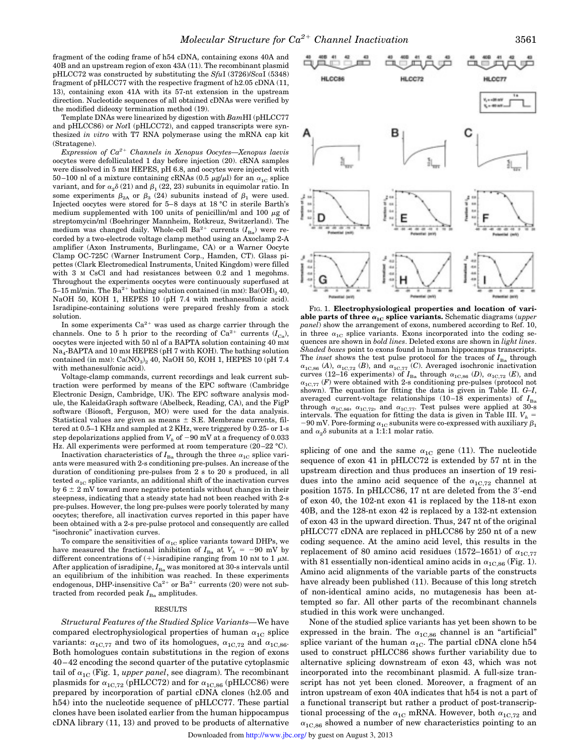fragment of the coding frame of h54 cDNA, containing exons 40A and 40B and an upstream region of exon 43A (11). The recombinant plasmid pHLCC72 was constructed by substituting the *Sfu*I (3726)/*Sca*I (5348) fragment of pHLCC77 with the respective fragment of h2.05 cDNA (11, 13), containing exon 41A with its 57-nt extension in the upstream direction. Nucleotide sequences of all obtained cDNAs were verified by the modified dideoxy termination method (19).

Template DNAs were linearized by digestion with *Bam*HI (pHLCC77 and pHLCC86) or *Not*I (pHLCC72), and capped transcripts were synthesized *in vitro* with T7 RNA polymerase using the mRNA cap kit (Stratagene).

*Expression of $Ca^{2+}$ Channels in Xenopus Oocytes*—*Xenopus laevis* oocytes were defolliculated 1 day before injection (20). cRNA samples were dissolved in 5 mM HEPES, pH 6.8, and oocytes were injected with 50–100 nl of a mixture containing cRNAs (0.5 μg/μl) for an $\alpha_{1C}$ splice variant, and for $\alpha_2\delta$ (21) and $\beta_1$ (22, 23) subunits in equimolar ratio. In some experiments $\beta_{2A}$ or $\beta_3$ (24) subunits instead of $\beta_1$ were used. Injected oocytes were stored for 5–8 days at 18 °C in sterile Barth's medium supplemented with 100 units of penicillin/ml and 100 μg of streptomycin/ml (Boehringer Mannheim, Rotkreuz, Switzerland). The medium was changed daily. Whole-cell $Ba^{2+}$ currents ($I_{Ba}$) were recorded by a two-electrode voltage clamp method using an Axoclamp 2-A amplifier (Axon Instruments, Burlingame, CA) or a Warner Oocyte Clamp OC-725C (Warner Instrument Corp., Hamden, CT). Glass pipettes (Clark Electromedical Instruments, United Kingdom) were filled with 3 M CsCl and had resistances between 0.2 and 1 megohms. Throughout the experiments oocytes were continuously superfused at 5–15 ml/min. The $Ba^{2+}$ bathing solution contained (in mM): $Ba(OH)_2$ 40, NaOH 50, KOH 1, HEPES 10 (pH 7.4 with methanesulfonic acid). Isradipine-containing solutions were prepared freshly from a stock solution.

In some experiments $Ca^{2+}$ was used as charge carrier through the channels. One to 5 h prior to the recording of $Ca^{2+}$ currents ($I_{Ca}$), oocytes were injected with 50 nl of a BAPTA solution containing 40 mM $Na_4$-BAPTA and 10 mM HEPES (pH 7 with KOH). The bathing solution contained (in mM): $Ca(NO_3)_2$ 40, NaOH 50, KOH 1, HEPES 10 (pH 7.4 with methanesulfonic acid).

Voltage-clamp commands, current recordings and leak current subtraction were performed by means of the EPC software (Cambridge Electronic Design, Cambridge, UK). The EPC software analysis module, the KaleidaGraph software (Abelbeck, Reading, CA), and the FigP software (Biosoft, Ferguson, MO) were used for the data analysis. Statistical values are given as means ± S.E. Membrane currents, filtered at 0.5–1 KHz and sampled at 2 KHz, were triggered by 0.25- or 1-s step depolarizations applied from $V_h$ of −90 mV at a frequency of 0.033 Hz. All experiments were performed at room temperature (20–22 °C).

Inactivation characteristics of $I_{Ba}$ through the three $\alpha_{1C}$ splice variants were measured with 2-s conditioning pre-pulses. An increase of the duration of conditioning pre-pulses from 2 s to 20 s produced, in all tested $\alpha_{1C}$ splice variants, an additional shift of the inactivation curves by 6 ± 2 mV toward more negative potentials without changes in their steepness, indicating that a steady state had not been reached with 2-s pre-pulses. However, the long pre-pulses were poorly tolerated by many oocytes; therefore, all inactivation curves reported in this paper have been obtained with a 2-s pre-pulse protocol and consequently are called "isochronic" inactivation curves.

To compare the sensitivities of $\alpha_{1C}$ splice variants toward DHPs, we have measured the fractional inhibition of $I_{Ba}$ at $V_h$ = −90 mV by different concentrations of (+)-isradipine ranging from 10 nM to 1 μM. After application of isradipine, $I_{Ba}$ was monitored at 30-s intervals until an equilibrium of the inhibition was reached. In these experiments endogenous, DHP-insensitive $Ca^{2+}$ or $Ba^{2+}$ currents (20) were not subtracted from recorded peak $I_{Ba}$ amplitudes.

## RESULTS

*Structural Features of the Studied Splice Variants*—We have compared electrophysiological properties of human $\alpha_{1C}$ splice variants: $\alpha_{1C,77}$ and two of its homologues, $\alpha_{1C,72}$ and $\alpha_{1C,86}$. Both homologues contain substitutions in the region of exons 40–42 encoding the second quarter of the putative cytoplasmic tail of $\alpha_{1C}$ (Fig. 1, *upper panel*, see diagram). The recombinant plasmids for $\alpha_{1C,72}$ (pHLCC72) and for $\alpha_{1C,86}$ (pHLCC86) were prepared by incorporation of partial cDNA clones (h2.05 and h54) into the nucleotide sequence of pHLCC77. These partial clones have been isolated earlier from the human hippocampus cDNA library (11, 13) and proved to be products of alternative splicing of one and the same $\alpha_{1C}$ gene (11). The nucleotide sequence of exon 41 in pHLCC72 is extended by 57 nt in the upstream direction and thus produces an insertion of 19 residues into the amino acid sequence of the $\alpha_{1C,72}$ channel at position 1575. In pHLCC86, 17 nt are deleted from the 3′-end of exon 40, the 102-nt exon 41 is replaced by the 118-nt exon 40B, and the 128-nt exon 42 is replaced by a 132-nt extension of exon 43 in the upward direction. Thus, 247 nt of the original pHLCC77 cDNA are replaced in pHLCC86 by 250 nt of a new coding sequence. At the amino acid level, this results in the replacement of 80 amino acid residues (1572–1651) of $\alpha_{1C,77}$ with 81 essentially non-identical amino acids in $\alpha_{1C,86}$ (Fig. 1). Amino acid alignments of the variable parts of the constructs have already been published (11). Because of this long stretch of non-identical amino acids, no mutagenesis has been attempted so far. All other parts of the recombinant channels studied in this work were unchanged.

None of the studied splice variants has yet been shown to be expressed in the brain. The $\alpha_{1C,86}$ channel is an "artificial" splice variant of the human $\alpha_{1C}$. The partial cDNA clone h54 used to construct pHLCC86 shows further variability due to alternative splicing downstream of exon 43, which was not incorporated into the recombinant plasmid. A full-size transcript has not yet been cloned. Moreover, a fragment of an intron upstream of exon 40A indicates that h54 is not a part of a functional transcript but rather a product of post-transcriptional processing of the $\alpha_{1C}$ mRNA. However, both $\alpha_{1C,72}$ and $\alpha_{1C,86}$ showed a number of new characteristics pointing to an

FIG. 1. **Electrophysiological properties and location of variable parts of three $\alpha_{1C}$ splice variants.** Schematic diagrams (*upper panel*) show the arrangement of exons, numbered according to Ref. 10, in three $\alpha_{1C}$ splice variants. Exons incorporated into the coding sequences are shown in *bold lines*. Deleted exons are shown in *light lines*. *Shaded boxes* point to exons found in human hippocampus transcripts. The *inset* shows the test pulse protocol for the traces of $I_{Ba}$ through $\alpha_{1C,86}$ (*A*), $\alpha_{1C,72}$ (*B*), and $\alpha_{1C,77}$ (*C*). Averaged isochronic inactivation curves (12–16 experiments) of $I_{Ba}$ through $\alpha_{1C,86}$ (*D*), $\alpha_{1C,72}$ (*E*), and $\alpha_{1C,77}$ (*F*) were obtained with 2-s conditioning pre-pulses (protocol not shown). The equation for fitting the data is given in Table II. *G–I*, averaged current-voltage relationships (10–18 experiments) of $I_{Ba}$ through $\alpha_{1C,86}$, $\alpha_{1C,72}$, and $\alpha_{1C,77}$. Test pulses were applied at 30-s intervals. The equation for fitting the data is given in Table III. $V_h$ = −90 mV. Pore-forming $\alpha_{1C}$ subunits were co-expressed with auxiliary $\beta_1$ and $\alpha_2\delta$ subunits at a 1:1:1 molar ratio.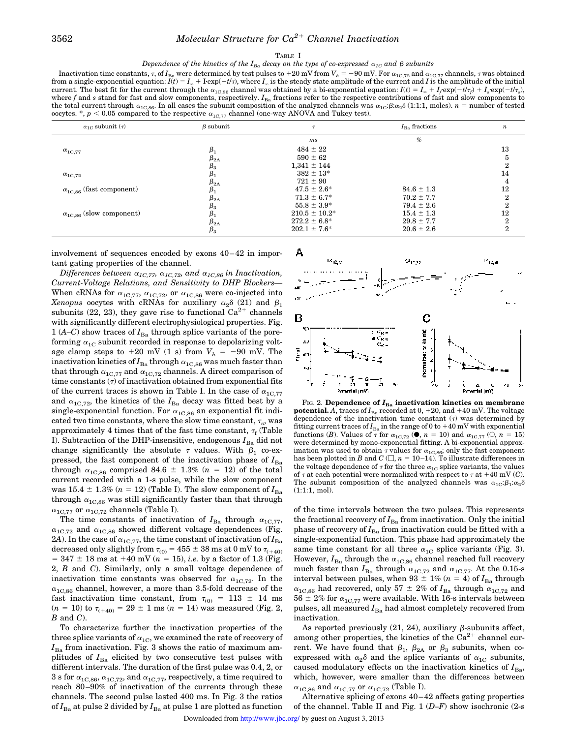TABLE I

*Dependence of the kinetics of the $I_{Ba}$ decay on the type of co-expressed $\alpha_{1C}$ and β subunits*

Inactivation time constants, τ, of $I_{Ba}$ were determined by test pulses to +20 mV from $V_h$ = −90 mV. For $\alpha_{1C,72}$ and $\alpha_{1C,77}$ channels, τ was obtained from a single-exponential equation: $I(t) = I_\infty + I \cdot \exp(-t/\tau)$, where $I_\infty$ is the steady state amplitude of the current and $I$ is the amplitude of the initial current. The best fit for the current through the $\alpha_{1C,86}$ channel was obtained by a bi-exponential equation: $I(t) = I_\infty + I_f \cdot \exp(-t/\tau_f) + I_s \cdot \exp(-t/\tau_s)$, where *f* and *s* stand for fast and slow components, respectively. $I_{Ba}$ fractions refer to the respective contributions of fast and slow components to the total current through $\alpha_{1C,86}$. In all cases the subunit composition of the analyzed channels was $\alpha_{1C}$:β:$\alpha_2\delta$ (1:1:1, moles). *n* = number of tested oocytes. *, $p < 0.05$ compared to the respective $\alpha_{1C,77}$ channel (one-way ANOVA and Tukey test).

| $\alpha_{1C}$ subunit (τ) | β subunit | τ | $I_{Ba}$ fractions | *n* |
|---|---|---|---|---|
| | | *ms* | *%* | |
| $\alpha_{1C,77}$ | $\beta_1$ | 484 ± 22 | | 13 |
| | $\beta_{2A}$ | 590 ± 62 | | 5 |
| | $\beta_3$ | 1,341 ± 144 | | 2 |
| $\alpha_{1C,72}$ | $\beta_1$ | 382 ± 13* | | 14 |
| | $\beta_{2A}$ | 721 ± 90 | | 4 |
| $\alpha_{1C,86}$ (fast component) | $\beta_1$ | 47.5 ± 2.6* | 84.6 ± 1.3 | 12 |
| | $\beta_{2A}$ | 71.3 ± 6.7* | 70.2 ± 7.7 | 2 |
| | $\beta_3$ | 55.8 ± 3.9* | 79.4 ± 2.6 | 2 |
| $\alpha_{1C,86}$ (slow component) | $\beta_1$ | 210.5 ± 10.2* | 15.4 ± 1.3 | 12 |
| | $\beta_{2A}$ | 272.2 ± 6.8* | 29.8 ± 7.7 | 2 |
| | $\beta_3$ | 202.1 ± 7.6* | 20.6 ± 2.6 | 2 |

involvement of sequences encoded by exons 40–42 in important gating properties of the channel.

*Differences between $\alpha_{1C,77}$, $\alpha_{1C,72}$, and $\alpha_{1C,86}$ in Inactivation, Current-Voltage Relations, and Sensitivity to DHP Blockers*— When cRNAs for $\alpha_{1C,77}$, $\alpha_{1C,72}$, or $\alpha_{1C,86}$ were co-injected into *Xenopus* oocytes with cRNAs for auxiliary $\alpha_2\delta$ (21) and $\beta_1$ subunits (22, 23), they gave rise to functional $Ca^{2+}$ channels with significantly different electrophysiological properties. Fig. 1 (*A–C*) show traces of $I_{Ba}$ through splice variants of the pore-forming $\alpha_{1C}$ subunit recorded in response to depolarizing voltage clamp steps to +20 mV (1 s) from $V_h$ = −90 mV. The inactivation kinetics of $I_{Ba}$ through $\alpha_{1C,86}$ was much faster than that through $\alpha_{1C,77}$ and $\alpha_{1C,72}$ channels. A direct comparison of time constants (τ) of inactivation obtained from exponential fits of the current traces is shown in Table I. In the case of $\alpha_{1C,77}$ and $\alpha_{1C,72}$, the kinetics of the $I_{Ba}$ decay was fitted best by a single-exponential function. For $\alpha_{1C,86}$ an exponential fit indicated two time constants, where the slow time constant, $\tau_s$, was approximately 4 times that of the fast time constant, $\tau_f$ (Table I). Subtraction of the DHP-insensitive, endogenous $I_{Ba}$ did not change significantly the absolute τ values. With $\beta_1$ co-expressed, the fast component of the inactivation phase of $I_{Ba}$ through $\alpha_{1C,86}$ comprised 84.6 ± 1.3% (*n* = 12) of the total current recorded with a 1-s pulse, while the slow component was 15.4 ± 1.3% (*n* = 12) (Table I). The slow component of $I_{Ba}$ through $\alpha_{1C,86}$ was still significantly faster than that through $\alpha_{1C,77}$ or $\alpha_{1C,72}$ channels (Table I).

The time constants of inactivation of $I_{Ba}$ through $\alpha_{1C,77}$, $\alpha_{1C,72}$ and $\alpha_{1C,86}$ showed different voltage dependences (Fig. 2*A*). In the case of $\alpha_{1C,77}$, the time constant of inactivation of $I_{Ba}$ decreased only slightly from $\tau_{(0)}$ = 455 ± 38 ms at 0 mV to $\tau_{(+40)}$ = 347 ± 18 ms at +40 mV (*n* = 15), *i.e.* by a factor of 1.3 (Fig. 2, *B* and *C*). Similarly, only a small voltage dependence of inactivation time constants was observed for $\alpha_{1C,72}$. In the $\alpha_{1C,86}$ channel, however, a more than 3.5-fold decrease of the fast inactivation time constant, from $\tau_{(0)}$ = 113 ± 14 ms (*n* = 10) to $\tau_{(+40)}$ = 29 ± 1 ms (*n* = 14) was measured (Fig. 2, *B* and *C*).

To characterize further the inactivation properties of the three splice variants of $\alpha_{1C}$, we examined the rate of recovery of $I_{Ba}$ from inactivation. Fig. 3 shows the ratio of maximum amplitudes of $I_{Ba}$ elicited by two consecutive test pulses with different intervals. The duration of the first pulse was 0.4, 2, or 3 s for $\alpha_{1C,86}$, $\alpha_{1C,72}$, and $\alpha_{1C,77}$, respectively, a time required to reach 80–90% of inactivation of the currents through these channels. The second pulse lasted 400 ms. In Fig. 3 the ratios of $I_{Ba}$ at pulse 2 divided by $I_{Ba}$ at pulse 1 are plotted as function

**FIG. 2. Dependence of $I_{Ba}$ inactivation kinetics on membrane potential.** *A*, traces of $I_{Ba}$ recorded at 0, +20, and +40 mV. The voltage dependence of the inactivation time constant (τ) was determined by fitting current traces of $I_{Ba}$ in the range of 0 to +40 mV with exponential functions (*B*). Values of τ for $\alpha_{1C,72}$ (●, *n* = 10) and $\alpha_{1C,77}$ (○, *n* = 15) were determined by mono-exponential fitting. A bi-exponential approximation was used to obtain τ values for $\alpha_{1C,86}$; only the fast component has been plotted in *B* and *C* (□, *n* = 10–14). To illustrate differences in the voltage dependence of τ for the three $\alpha_{1C}$ splice variants, the values of τ at each potential were normalized with respect to τ at +40 mV (*C*). The subunit composition of the analyzed channels was $\alpha_{1C}$:$\beta_1$:$\alpha_2\delta$ (1:1:1, mol).

of the time intervals between the two pulses. This represents the fractional recovery of $I_{Ba}$ from inactivation. Only the initial phase of recovery of $I_{Ba}$ from inactivation could be fitted with a single-exponential function. This phase had approximately the same time constant for all three $\alpha_{1C}$ splice variants (Fig. 3). However, $I_{Ba}$ through the $\alpha_{1C,86}$ channel reached full recovery much faster than $I_{Ba}$ through $\alpha_{1C,72}$ and $\alpha_{1C,77}$. At the 0.15-s interval between pulses, when 93 ± 1% (*n* = 4) of $I_{Ba}$ through $\alpha_{1C,86}$ had recovered, only 57 ± 2% of $I_{Ba}$ through $\alpha_{1C,72}$ and 56 ± 2% for $\alpha_{1C,77}$ were available. With 16-s intervals between pulses, all measured $I_{Ba}$ had almost completely recovered from inactivation.

As reported previously (21, 24), auxiliary β-subunits affect, among other properties, the kinetics of the $Ca^{2+}$ channel current. We have found that $\beta_1$, $\beta_{2A}$ or $\beta_3$ subunits, when co-expressed with $\alpha_2\delta$ and the splice variants of $\alpha_{1C}$ subunits, caused modulatory effects on the inactivation kinetics of $I_{Ba}$, which, however, were smaller than the differences between $\alpha_{1C,86}$ and $\alpha_{1C,77}$ or $\alpha_{1C,72}$ (Table I).

Alternative splicing of exons 40–42 affects gating properties of the channel. Table II and Fig. 1 (*D–F*) show isochronic (2-s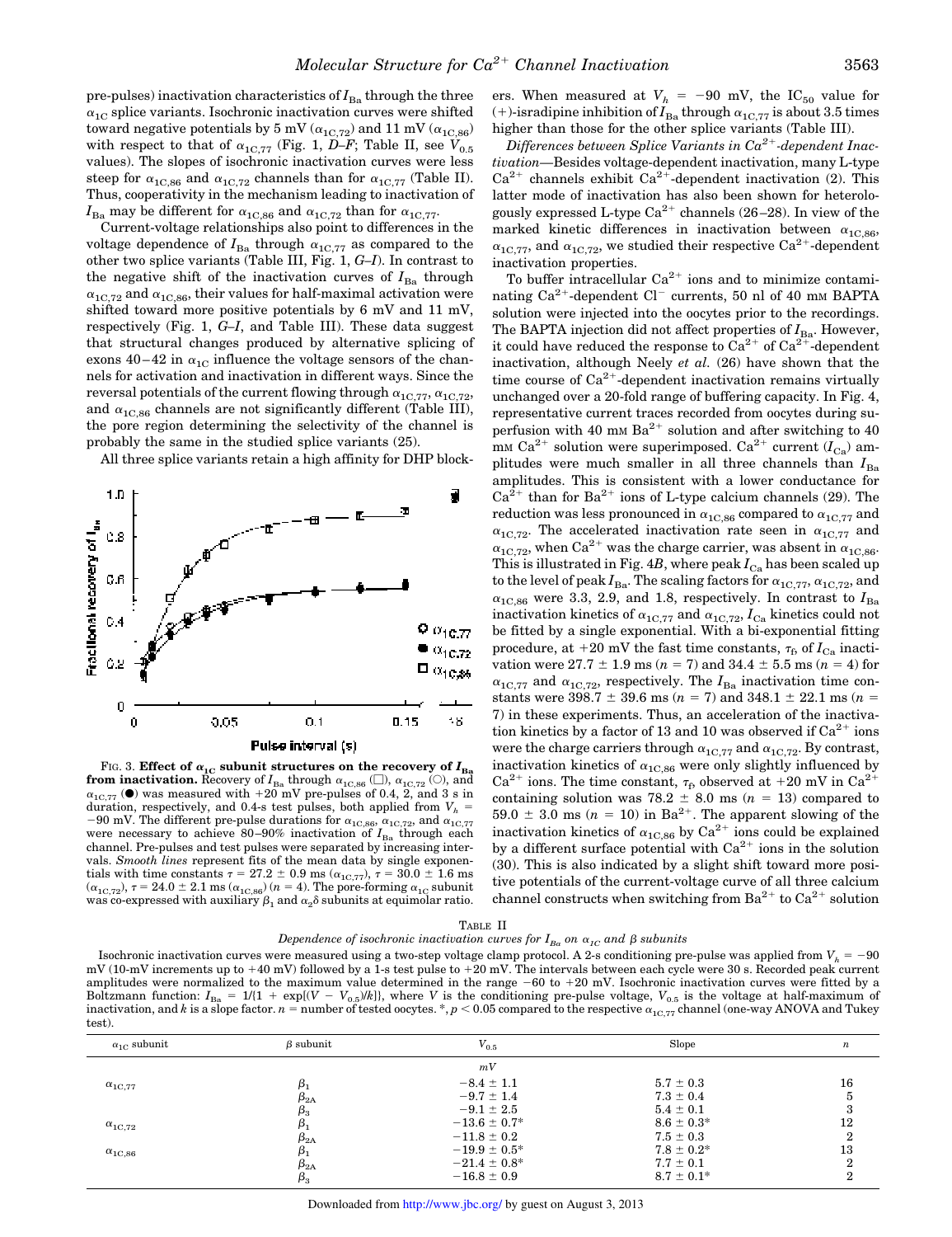pre-pulses) inactivation characteristics of $I_{Ba}$ through the three $\alpha_{1C}$ splice variants. Isochronic inactivation curves were shifted toward negative potentials by 5 mV ($\alpha_{1C,72}$) and 11 mV ($\alpha_{1C,86}$) with respect to that of $\alpha_{1C,77}$ (Fig. 1, *D–F*; Table II, see $V_{0.5}$ values). The slopes of isochronic inactivation curves were less steep for $\alpha_{1C,86}$ and $\alpha_{1C,72}$ channels than for $\alpha_{1C,77}$ (Table II). Thus, cooperativity in the mechanism leading to inactivation of $I_{Ba}$ may be different for $\alpha_{1C,86}$ and $\alpha_{1C,72}$ than for $\alpha_{1C,77}$.

Current-voltage relationships also point to differences in the voltage dependence of $I_{Ba}$ through $\alpha_{1C,77}$ as compared to the other two splice variants (Table III, Fig. 1, *G–I*). In contrast to the negative shift of the inactivation curves of $I_{Ba}$ through $\alpha_{1C,72}$ and $\alpha_{1C,86}$, their values for half-maximal activation were shifted toward more positive potentials by 6 mV and 11 mV, respectively (Fig. 1, *G–I*, and Table III). These data suggest that structural changes produced by alternative splicing of exons 40–42 in $\alpha_{1C}$ influence the voltage sensors of the channels for activation and inactivation in different ways. Since the reversal potentials of the current flowing through $\alpha_{1C,77}$, $\alpha_{1C,72}$, and $\alpha_{1C,86}$ channels are not significantly different (Table III), the pore region determining the selectivity of the channel is probably the same in the studied splice variants (25).

All three splice variants retain a high affinity for DHP blockers. When measured at $V_h$ = −90 mV, the $IC_{50}$ value for (+)-isradipine inhibition of $I_{Ba}$ through $\alpha_{1C,77}$ is about 3.5 times higher than those for the other splice variants (Table III).

FIG. 3. **Effect of $\alpha_{1C}$ subunit structures on the recovery of $I_{Ba}$ from inactivation.** Recovery of $I_{Ba}$ through $\alpha_{1C,86}$ (□), $\alpha_{1C,72}$ (○), and $\alpha_{1C,77}$ (●) was measured with +20 mV pre-pulses of 0.4, 2, and 3 s in duration, respectively, and 0.4-s test pulses, both applied from $V_h$ = −90 mV. The different pre-pulse durations for $\alpha_{1C,86}$, $\alpha_{1C,72}$, and $\alpha_{1C,77}$ were necessary to achieve 80–90% inactivation of $I_{Ba}$ through each channel. Pre-pulses and test pulses were separated by increasing intervals. *Smooth lines* represent fits of the mean data by single exponentials with time constants τ = 27.2 ± 0.9 ms ($\alpha_{1C,77}$), τ = 30.0 ± 1.6 ms ($\alpha_{1C,72}$), τ = 24.0 ± 2.1 ms ($\alpha_{1C,86}$) ($n$ = 4). The pore-forming $\alpha_{1C}$ subunit was co-expressed with auxiliary $\beta_1$ and $\alpha_2\delta$ subunits at equimolar ratio.

*Differences between Splice Variants in $Ca^{2+}$-dependent Inactivation*—Besides voltage-dependent inactivation, many L-type $Ca^{2+}$ channels exhibit $Ca^{2+}$-dependent inactivation (2). This latter mode of inactivation has also been shown for heterologously expressed L-type $Ca^{2+}$ channels (26–28). In view of the marked kinetic differences in inactivation between $\alpha_{1C,86}$, $\alpha_{1C,77}$, and $\alpha_{1C,72}$, we studied their respective $Ca^{2+}$-dependent inactivation properties.

To buffer intracellular $Ca^{2+}$ ions and to minimize contaminating $Ca^{2+}$-dependent $Cl^-$ currents, 50 nl of 40 mM BAPTA solution were injected into the oocytes prior to the recordings. The BAPTA injection did not affect properties of $I_{Ba}$. However, it could have reduced the response to $Ca^{2+}$ of $Ca^{2+}$-dependent inactivation, although Neely *et al.* (26) have shown that the time course of $Ca^{2+}$-dependent inactivation remains virtually unchanged over a 20-fold range of buffering capacity. In Fig. 4, representative current traces recorded from oocytes during superfusion with 40 mM $Ba^{2+}$ solution and after switching to 40 mM $Ca^{2+}$ solution were superimposed. $Ca^{2+}$ current ($I_{Ca}$) amplitudes were much smaller in all three channels than $I_{Ba}$ amplitudes. This is consistent with a lower conductance for $Ca^{2+}$ than for $Ba^{2+}$ ions of L-type calcium channels (29). The reduction was less pronounced in $\alpha_{1C,86}$ compared to $\alpha_{1C,77}$ and $\alpha_{1C,72}$. The accelerated inactivation rate seen in $\alpha_{1C,77}$ and $\alpha_{1C,72}$, when $Ca^{2+}$ was the charge carrier, was absent in $\alpha_{1C,86}$. This is illustrated in Fig. 4*B*, where peak $I_{Ca}$ has been scaled up to the level of peak $I_{Ba}$. The scaling factors for $\alpha_{1C,77}$, $\alpha_{1C,72}$, and $\alpha_{1C,86}$ were 3.3, 2.9, and 1.8, respectively. In contrast to $I_{Ba}$ inactivation kinetics of $\alpha_{1C,77}$ and $\alpha_{1C,72}$, $I_{Ca}$ kinetics could not be fitted by a single exponential. With a bi-exponential fitting procedure, at +20 mV the fast time constants, $\tau_f$, of $I_{Ca}$ inactivation were 27.7 ± 1.9 ms ($n$ = 7) and 34.4 ± 5.5 ms ($n$ = 4) for $\alpha_{1C,77}$ and $\alpha_{1C,72}$, respectively. The $I_{Ba}$ inactivation time constants were 398.7 ± 39.6 ms ($n$ = 7) and 348.1 ± 22.1 ms ($n$ = 7) in these experiments. Thus, an acceleration of the inactivation kinetics by a factor of 13 and 10 was observed if $Ca^{2+}$ ions were the charge carriers through $\alpha_{1C,77}$ and $\alpha_{1C,72}$. By contrast, inactivation kinetics of $\alpha_{1C,86}$ were only slightly influenced by $Ca^{2+}$ ions. The time constant, $\tau_f$, observed at +20 mV in $Ca^{2+}$ containing solution was 78.2 ± 8.0 ms ($n$ = 13) compared to 59.0 ± 3.0 ms ($n$ = 10) in $Ba^{2+}$. The apparent slowing of the inactivation kinetics of $\alpha_{1C,86}$ by $Ca^{2+}$ ions could be explained by a different surface potential with $Ca^{2+}$ ions in the solution (30). This is also indicated by a slight shift toward more positive potentials of the current-voltage curve of all three calcium channel constructs when switching from $Ba^{2+}$ to $Ca^{2+}$ solution

TABLE II

*Dependence of isochronic inactivation curves for $I_{Ba}$ on $\alpha_{1C}$ and β subunits*

Isochronic inactivation curves were measured using a two-step voltage clamp protocol. A 2-s conditioning pre-pulse was applied from $V_h$ = −90 mV (10-mV increments up to +40 mV) followed by a 1-s test pulse to +20 mV. The intervals between each cycle were 30 s. Recorded peak current amplitudes were normalized to the maximum value determined in the range −60 to +20 mV. Isochronic inactivation curves were fitted by a Boltzmann function: $I_{Ba} = 1/\{1 + \exp[(V - V_{0.5})/k]\}$, where $V$ is the conditioning pre-pulse voltage, $V_{0.5}$ is the voltage at half-maximum of inactivation, and $k$ is a slope factor. $n$ = number of tested oocytes. *, $p < 0.05$ compared to the respective $\alpha_{1C,77}$ channel (one-way ANOVA and Tukey test).

| $\alpha_{1C}$ subunit | β subunit | $V_{0.5}$ | Slope | $n$ |
|---|---|---|---|---|
| | | *mV* | | |
| $\alpha_{1C,77}$ | $\beta_1$ | −8.4 ± 1.1 | 5.7 ± 0.3 | 16 |
| | $\beta_{2A}$ | −9.7 ± 1.4 | 7.3 ± 0.4 | 5 |
| | $\beta_3$ | −9.1 ± 2.5 | 5.4 ± 0.1 | 3 |
| $\alpha_{1C,72}$ | $\beta_1$ | −13.6 ± 0.7* | 8.6 ± 0.3* | 12 |
| | $\beta_{2A}$ | −11.8 ± 0.2 | 7.5 ± 0.3 | 2 |
| $\alpha_{1C,86}$ | $\beta_1$ | −19.9 ± 0.5* | 7.8 ± 0.2* | 13 |
| | $\beta_{2A}$ | −21.4 ± 0.8* | 7.7 ± 0.1 | 2 |
| | $\beta_3$ | −16.8 ± 0.9 | 8.7 ± 0.1* | 2 |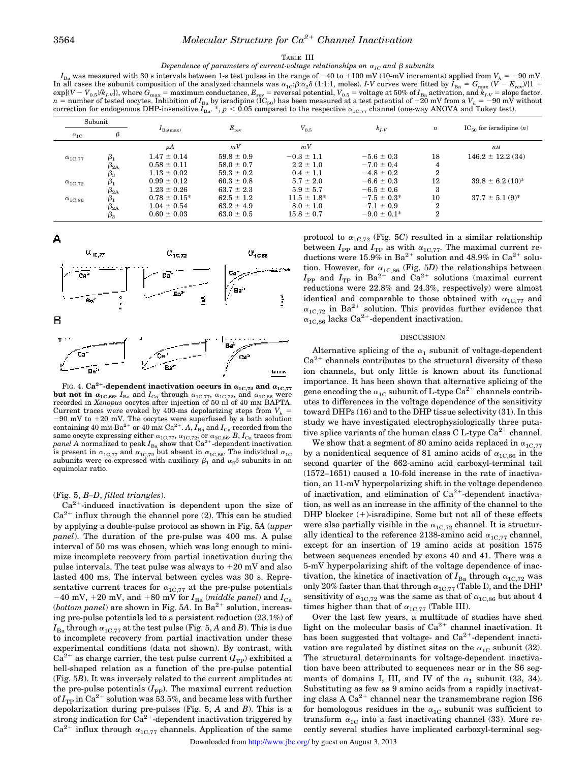TABLE III

*Dependence of parameters of current-voltage relationships on $\alpha_{1C}$ and $\beta$ subunits*

$I_{Ba}$ was measured with 30 s intervals between 1-s test pulses in the range of −40 to +100 mV (10-mV increments) applied from $V_h$ = −90 mV. In all cases the subunit composition of the analyzed channels was $\alpha_{1C}$:$\beta$:$\alpha_2\delta$ (1:1:1, moles). *I-V* curves were fitted by $I_{Ba} = G_{max}(V - E_{rev})/\{1 + \exp[(V - V_{0.5})/k_{I\text{-}V}]\}$, where $G_{max}$ = maximum conductance, $E_{rev}$ = reversal potential, $V_{0.5}$ = voltage at 50% of $I_{Ba}$ activation, and $k_{I\text{-}V}$ = slope factor. $n$ = number of tested oocytes. Inhibition of $I_{Ba}$ by isradipine ($IC_{50}$) has been measured at a test potential of +20 mV from a $V_h$ = −90 mV without correction for endogenous DHP-insensitive $I_{Ba}$. *, $p < 0.05$ compared to the respective $\alpha_{1C,77}$ channel (one-way ANOVA and Tukey test).

| Subunit | | $I_{Ba(max)}$ | $E_{rev}$ | $V_{0.5}$ | $k_{I\text{-}V}$ | $n$ | $IC_{50}$ for isradipine ($n$) |
|---|---|---|---|---|---|---|---|
| $\alpha_{1C}$ | $\beta$ | | | | | | |
| | | *μA* | *mV* | *mV* | | | *nM* |
| $\alpha_{1C,77}$ | $\beta_1$ | 1.47 ± 0.14 | 59.8 ± 0.9 | −0.3 ± 1.1 | −5.6 ± 0.3 | 18 | 146.2 ± 12.2 (34) |
| | $\beta_{2A}$ | 0.58 ± 0.11 | 58.0 ± 0.7 | 2.2 ± 1.0 | −7.0 ± 0.4 | 4 | |
| | $\beta_3$ | 1.13 ± 0.02 | 59.3 ± 0.2 | 0.4 ± 1.1 | −4.8 ± 0.2 | 2 | |
| $\alpha_{1C,72}$ | $\beta_1$ | 0.99 ± 0.12 | 60.3 ± 0.8 | 5.7 ± 2.0 | −6.6 ± 0.3 | 12 | 39.8 ± 6.2 (10)* |
| | $\beta_{2A}$ | 1.23 ± 0.26 | 63.7 ± 2.3 | 5.9 ± 5.7 | −6.5 ± 0.6 | 3 | |
| $\alpha_{1C,86}$ | $\beta_1$ | 0.78 ± 0.15* | 62.5 ± 1.2 | 11.5 ± 1.8* | −7.5 ± 0.3* | 10 | 37.7 ± 5.1 (9)* |
| | $\beta_{2A}$ | 1.04 ± 0.54 | 63.2 ± 4.9 | 8.0 ± 1.0 | −7.1 ± 0.9 | 2 | |
| | $\beta_3$ | 0.60 ± 0.03 | 63.0 ± 0.5 | 15.8 ± 0.7 | −9.0 ± 0.1* | 2 | |

FIG. 4. **$Ca^{2+}$-dependent inactivation occurs in $\alpha_{1C,72}$ and $\alpha_{1C,77}$ but not in $\alpha_{1C,86}$.** $I_{Ba}$ and $I_{Ca}$ through $\alpha_{1C,77}$, $\alpha_{1C,72}$, and $\alpha_{1C,86}$ were recorded in *Xenopus* oocytes after injection of 50 nl of 40 mM BAPTA. Current traces were evoked by 400-ms depolarizing steps from $V_h$ = −90 mV to +20 mV. The oocytes were superfused by a bath solution containing 40 mM $Ba^{2+}$ or 40 mM $Ca^{2+}$. *A*, $I_{Ba}$ and $I_{Ca}$ recorded from the same oocyte expressing either $\alpha_{1C,77}$, $\alpha_{1C,72}$, or $\alpha_{1C,86}$. *B*, $I_{Ca}$ traces from *panel A* normalized to peak $I_{Ba}$ show that $Ca^{2+}$-dependent inactivation is present in $\alpha_{1C,77}$ and $\alpha_{1C,72}$ but absent in $\alpha_{1C,86}$. The individual $\alpha_{1C}$ subunits were co-expressed with auxiliary $\beta_1$ and $\alpha_2\delta$ subunits in an equimolar ratio.

(Fig. 5, *B–D*, *filled triangles*).

$Ca^{2+}$-induced inactivation is dependent upon the size of $Ca^{2+}$ influx through the channel pore (2). This can be studied by applying a double-pulse protocol as shown in Fig. 5*A* (*upper panel*). The duration of the pre-pulse was 400 ms. A pulse interval of 50 ms was chosen, which was long enough to minimize incomplete recovery from partial inactivation during the pulse intervals. The test pulse was always to +20 mV and also lasted 400 ms. The interval between cycles was 30 s. Representative current traces for $\alpha_{1C,77}$ at the pre-pulse potentials −40 mV, +20 mV, and +80 mV for $I_{Ba}$ (*middle panel*) and $I_{Ca}$ (*bottom panel*) are shown in Fig. 5*A*. In $Ba^{2+}$ solution, increasing pre-pulse potentials led to a persistent reduction (23.1%) of $I_{Ba}$ through $\alpha_{1C,77}$ at the test pulse (Fig. 5, *A* and *B*). This is due to incomplete recovery from partial inactivation under these experimental conditions (data not shown). By contrast, with $Ca^{2+}$ as charge carrier, the test pulse current ($I_{TP}$) exhibited a bell-shaped relation as a function of the pre-pulse potential (Fig. 5*B*). It was inversely related to the current amplitudes at the pre-pulse potentials ($I_{PP}$). The maximal current reduction of $I_{TP}$ in $Ca^{2+}$ solution was 53.5%, and became less with further depolarization during pre-pulses (Fig. 5, *A* and *B*). This is a strong indication for $Ca^{2+}$-dependent inactivation triggered by $Ca^{2+}$ influx through $\alpha_{1C,77}$ channels. Application of the same protocol to $\alpha_{1C,72}$ (Fig. 5*C*) resulted in a similar relationship between $I_{PP}$ and $I_{TP}$ as with $\alpha_{1C,77}$. The maximal current reductions were 15.9% in $Ba^{2+}$ solution and 48.9% in $Ca^{2+}$ solution. However, for $\alpha_{1C,86}$ (Fig. 5*D*) the relationships between $I_{PP}$ and $I_{TP}$ in $Ba^{2+}$ and $Ca^{2+}$ solutions (maximal current reductions were 22.8% and 24.3%, respectively) were almost identical and comparable to those obtained with $\alpha_{1C,77}$ and $\alpha_{1C,72}$ in $Ba^{2+}$ solution. This provides further evidence that $\alpha_{1C,86}$ lacks $Ca^{2+}$-dependent inactivation.

## DISCUSSION

Alternative splicing of the $\alpha_1$ subunit of voltage-dependent $Ca^{2+}$ channels contributes to the structural diversity of these ion channels, but only little is known about its functional importance. It has been shown that alternative splicing of the gene encoding the $\alpha_{1C}$ subunit of L-type $Ca^{2+}$ channels contributes to differences in the voltage dependence of the sensitivity toward DHPs (16) and to the DHP tissue selectivity (31). In this study we have investigated electrophysiologically three putative splice variants of the human class C L-type $Ca^{2+}$ channel.

We show that a segment of 80 amino acids replaced in $\alpha_{1C,77}$ by a nonidentical sequence of 81 amino acids of $\alpha_{1C,86}$ in the second quarter of the 662-amino acid carboxyl-terminal tail (1572–1651) caused a 10-fold increase in the rate of inactivation, an 11-mV hyperpolarizing shift in the voltage dependence of inactivation, and elimination of $Ca^{2+}$-dependent inactivation, as well as an increase in the affinity of the channel to the DHP blocker (+)-isradipine. Some but not all of these effects were also partially visible in the $\alpha_{1C,72}$ channel. It is structurally identical to the reference 2138-amino acid $\alpha_{1C,77}$ channel, except for an insertion of 19 amino acids at position 1575 between sequences encoded by exons 40 and 41. There was a 5-mV hyperpolarizing shift of the voltage dependence of inactivation, the kinetics of inactivation of $I_{Ba}$ through $\alpha_{1C,72}$ was only 20% faster than that through $\alpha_{1C,77}$ (Table I), and the DHP sensitivity of $\alpha_{1C,72}$ was the same as that of $\alpha_{1C,86}$ but about 4 times higher than that of $\alpha_{1C,77}$ (Table III).

Over the last few years, a multitude of studies have shed light on the molecular basis of $Ca^{2+}$ channel inactivation. It has been suggested that voltage- and $Ca^{2+}$-dependent inactivation are regulated by distinct sites on the $\alpha_{1C}$ subunit (32). The structural determinants for voltage-dependent inactivation have been attributed to sequences near or in the S6 segments of domains I, III, and IV of the $\alpha_1$ subunit (33, 34). Substituting as few as 9 amino acids from a rapidly inactivating class A $Ca^{2+}$ channel near the transmembrane region IS6 for homologous residues in the $\alpha_{1C}$ subunit was sufficient to transform $\alpha_{1C}$ into a fast inactivating channel (33). More recently several studies have implicated carboxyl-terminal seg-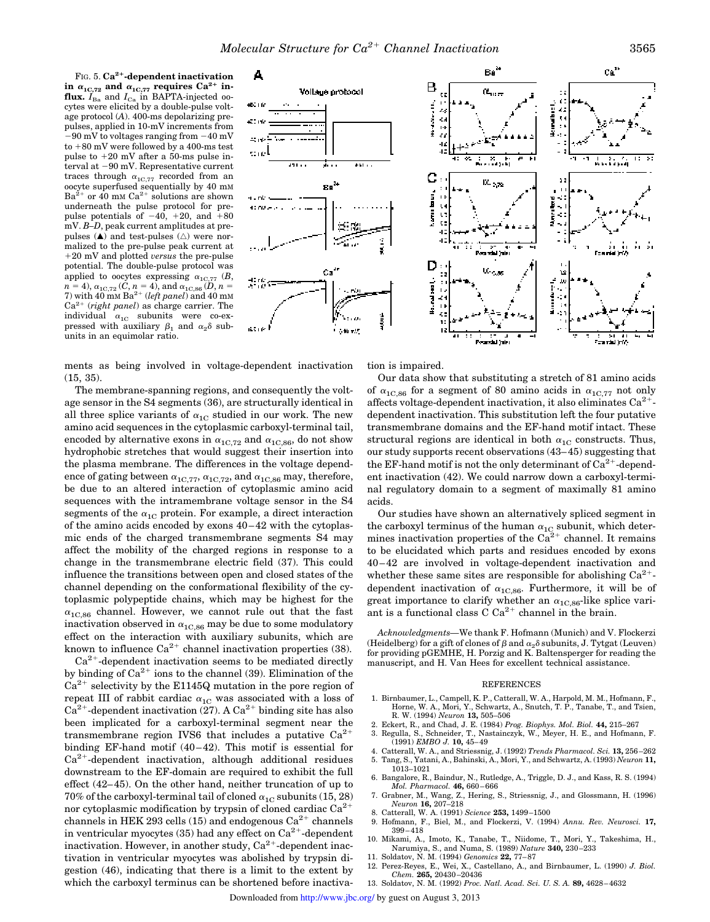FIG. 5. **$Ca^{2+}$-dependent inactivation in $\alpha_{1C,72}$ and $\alpha_{1C,77}$ requires $Ca^{2+}$ influx.** $I_{Ba}$ and $I_{Ca}$ in BAPTA-injected oocytes were elicited by a double-pulse voltage protocol (*A*). 400-ms depolarizing prepulses, applied in 10-mV increments from −90 mV to voltages ranging from −40 mV to +80 mV were followed by a 400-ms test pulse to +20 mV after a 50-ms pulse interval at −90 mV. Representative current traces through $\alpha_{1C,77}$ recorded from an oocyte superfused sequentially by 40 mM $Ba^{2+}$ or 40 mM $Ca^{2+}$ solutions are shown underneath the pulse protocol for prepulse potentials of −40, +20, and +80 mV. *B–D*, peak current amplitudes at prepulses (▲) and test-pulses (△) were normalized to the pre-pulse peak current at +20 mV and plotted *versus* the pre-pulse potential. The double-pulse protocol was applied to oocytes expressing $\alpha_{1C,77}$ (*B*, $n = 4$), $\alpha_{1C,72}$ (*C*, $n = 4$), and $\alpha_{1C,86}$ (*D*, $n = 7$) with 40 mM $Ba^{2+}$ (*left panel*) and 40 mM $Ca^{2+}$ (*right panel*) as charge carrier. The individual $\alpha_{1C}$ subunits were co-expressed with auxiliary $\beta_1$ and $\alpha_2\delta$ subunits in an equimolar ratio.

ments as being involved in voltage-dependent inactivation (15, 35).

The membrane-spanning regions, and consequently the voltage sensor in the S4 segments (36), are structurally identical in all three splice variants of $\alpha_{1C}$ studied in our work. The new amino acid sequences in the cytoplasmic carboxyl-terminal tail, encoded by alternative exons in $\alpha_{1C,72}$ and $\alpha_{1C,86}$, do not show hydrophobic stretches that would suggest their insertion into the plasma membrane. The differences in the voltage dependence of gating between $\alpha_{1C,77}$, $\alpha_{1C,72}$, and $\alpha_{1C,86}$ may, therefore, be due to an altered interaction of cytoplasmic amino acid sequences with the intramembrane voltage sensor in the S4 segments of the $\alpha_{1C}$ protein. For example, a direct interaction of the amino acids encoded by exons 40–42 with the cytoplasmic ends of the charged transmembrane segments S4 may affect the mobility of the charged regions in response to a change in the transmembrane electric field (37). This could influence the transitions between open and closed states of the channel depending on the conformational flexibility of the cytoplasmic polypeptide chains, which may be highest for the $\alpha_{1C,86}$ channel. However, we cannot rule out that the fast inactivation observed in $\alpha_{1C,86}$ may be due to some modulatory effect on the interaction with auxiliary subunits, which are known to influence $Ca^{2+}$ channel inactivation properties (38).

$Ca^{2+}$-dependent inactivation seems to be mediated directly by binding of $Ca^{2+}$ ions to the channel (39). Elimination of the $Ca^{2+}$ selectivity by the E1145Q mutation in the pore region of repeat III of rabbit cardiac $\alpha_{1C}$ was associated with a loss of $Ca^{2+}$-dependent inactivation (27). A $Ca^{2+}$ binding site has also been implicated for a carboxyl-terminal segment near the transmembrane region IVS6 that includes a putative $Ca^{2+}$ binding EF-hand motif (40–42). This motif is essential for $Ca^{2+}$-dependent inactivation, although additional residues downstream to the EF-domain are required to exhibit the full effect (42–45). On the other hand, neither truncation of up to 70% of the carboxyl-terminal tail of cloned $\alpha_{1C}$ subunits (15, 28) nor cytoplasmic modification by trypsin of cloned cardiac $Ca^{2+}$ channels in HEK 293 cells (15) and endogenous $Ca^{2+}$ channels in ventricular myocytes (35) had any effect on $Ca^{2+}$-dependent inactivation. However, in another study, $Ca^{2+}$-dependent inactivation in ventricular myocytes was abolished by trypsin digestion (46), indicating that there is a limit to the extent by which the carboxyl terminus can be shortened before inactivation is impaired.

Our data show that substituting a stretch of 81 amino acids of $\alpha_{1C,86}$ for a segment of 80 amino acids in $\alpha_{1C,77}$ not only affects voltage-dependent inactivation, it also eliminates $Ca^{2+}$-dependent inactivation. This substitution left the four putative transmembrane domains and the EF-hand motif intact. These structural regions are identical in both $\alpha_{1C}$ constructs. Thus, our study supports recent observations (43–45) suggesting that the EF-hand motif is not the only determinant of $Ca^{2+}$-dependent inactivation (42). We could narrow down a carboxyl-terminal regulatory domain to a segment of maximally 81 amino acids.

Our studies have shown an alternatively spliced segment in the carboxyl terminus of the human $\alpha_{1C}$ subunit, which determines inactivation properties of the $Ca^{2+}$ channel. It remains to be elucidated which parts and residues encoded by exons 40–42 are involved in voltage-dependent inactivation and whether these same sites are responsible for abolishing $Ca^{2+}$-dependent inactivation of $\alpha_{1C,86}$. Furthermore, it will be of great importance to clarify whether an $\alpha_{1C,86}$-like splice variant is a functional class C $Ca^{2+}$ channel in the brain.

*Acknowledgments*—We thank F. Hofmann (Munich) and V. Flockerzi (Heidelberg) for a gift of clones of $\beta$ and $\alpha_2\delta$ subunits, J. Tytgat (Leuven) for providing pGEMHE, H. Porzig and K. Baltensperger for reading the manuscript, and H. Van Hees for excellent technical assistance.

## REFERENCES

1. Birnbaumer, L., Campell, K. P., Catterall, W. A., Harpold, M. M., Hofmann, F., Horne, W. A., Mori, Y., Schwartz, A., Snutch, T. P., Tanabe, T., and Tsien, R. W. (1994) *Neuron* **13,** 505–506
2. Eckert, R., and Chad, J. E. (1984) *Prog. Biophys. Mol. Biol.* **44,** 215–267
3. Regulla, S., Schneider, T., Nastainczyk, W., Meyer, H. E., and Hofmann, F. (1991) *EMBO J.* **10,** 45–49
4. Catterall, W. A., and Striessnig, J. (1992) *Trends Pharmacol. Sci.* **13,** 256–262
5. Tang, S., Yatani, A., Bahinski, A., Mori, Y., and Schwartz, A. (1993) *Neuron* **11,** 1013–1021
6. Bangalore, R., Baindur, N., Rutledge, A., Triggle, D. J., and Kass, R. S. (1994) *Mol. Pharmacol.* **46,** 660–666
7. Grabner, M., Wang, Z., Hering, S., Striessnig, J., and Glossmann, H. (1996) *Neuron* **16,** 207–218
8. Catterall, W. A. (1991) *Science* **253,** 1499–1500
9. Hofmann, F., Biel, M., and Flockerzi, V. (1994) *Annu. Rev. Neurosci.* **17,** 399–418
10. Mikami, A., Imoto, K., Tanabe, T., Niidome, T., Mori, Y., Takeshima, H., Narumiya, S., and Numa, S. (1989) *Nature* **340,** 230–233
11. Soldatov, N. M. (1994) *Genomics* **22,** 77–87
12. Perez-Reyes, E., Wei, X., Castellano, A., and Birnbaumer, L. (1990) *J. Biol. Chem.* **265,** 20430–20436
13. Soldatov, N. M. (1992) *Proc. Natl. Acad. Sci. U. S. A.* **89,** 4628–4632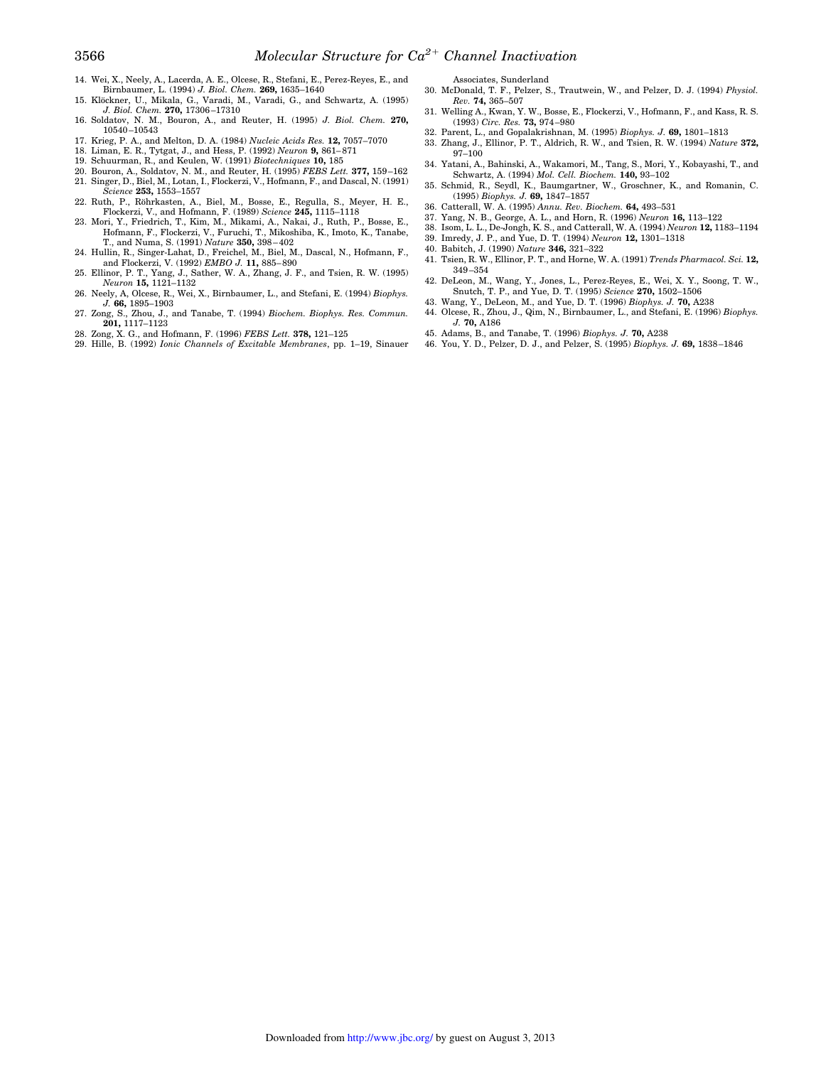14. Wei, X., Neely, A., Lacerda, A. E., Olcese, R., Stefani, E., Perez-Reyes, E., and Birnbaumer, L. (1994) *J. Biol. Chem.* **269,** 1635–1640
15. Klöckner, U., Mikala, G., Varadi, M., Varadi, G., and Schwartz, A. (1995) *J. Biol. Chem.* **270,** 17306–17310
16. Soldatov, N. M., Bouron, A., and Reuter, H. (1995) *J. Biol. Chem.* **270,** 10540–10543
17. Krieg, P. A., and Melton, D. A. (1984) *Nucleic Acids Res.* **12,** 7057–7070
18. Liman, E. R., Tytgat, J., and Hess, P. (1992) *Neuron* **9,** 861–871
19. Schuurman, R., and Keulen, W. (1991) *Biotechniques* **10,** 185
20. Bouron, A., Soldatov, N. M., and Reuter, H. (1995) *FEBS Lett.* **377,** 159–162
21. Singer, D., Biel, M., Lotan, I., Flockerzi, V., Hofmann, F., and Dascal, N. (1991) *Science* **253,** 1553–1557
22. Ruth, P., Röhrkasten, A., Biel, M., Bosse, E., Regulla, S., Meyer, H. E., Flockerzi, V., and Hofmann, F. (1989) *Science* **245,** 1115–1118
23. Mori, Y., Friedrich, T., Kim, M., Mikami, A., Nakai, J., Ruth, P., Bosse, E., Hofmann, F., Flockerzi, V., Furuchi, T., Mikoshiba, K., Imoto, K., Tanabe, T., and Numa, S. (1991) *Nature* **350,** 398–402
24. Hullin, R., Singer-Lahat, D., Freichel, M., Biel, M., Dascal, N., Hofmann, F., and Flockerzi, V. (1992) *EMBO J.* **11,** 885–890
25. Ellinor, P. T., Yang, J., Sather, W. A., Zhang, J. F., and Tsien, R. W. (1995) *Neuron* **15,** 1121–1132
26. Neely, A, Olcese, R., Wei, X., Birnbaumer, L., and Stefani, E. (1994) *Biophys. J.* **66,** 1895–1903
27. Zong, S., Zhou, J., and Tanabe, T. (1994) *Biochem. Biophys. Res. Commun.* **201,** 1117–1123
28. Zong, X. G., and Hofmann, F. (1996) *FEBS Lett.* **378,** 121–125
29. Hille, B. (1992) *Ionic Channels of Excitable Membranes*, pp. 1–19, Sinauer Associates, Sunderland
30. McDonald, T. F., Pelzer, S., Trautwein, W., and Pelzer, D. J. (1994) *Physiol. Rev.* **74,** 365–507
31. Welling A., Kwan, Y. W., Bosse, E., Flockerzi, V., Hofmann, F., and Kass, R. S. (1993) *Circ. Res.* **73,** 974–980
32. Parent, L., and Gopalakrishnan, M. (1995) *Biophys. J.* **69,** 1801–1813
33. Zhang, J., Ellinor, P. T., Aldrich, R. W., and Tsien, R. W. (1994) *Nature* **372,** 97–100
34. Yatani, A., Bahinski, A., Wakamori, M., Tang, S., Mori, Y., Kobayashi, T., and Schwartz, A. (1994) *Mol. Cell. Biochem.* **140,** 93–102
35. Schmid, R., Seydl, K., Baumgartner, W., Groschner, K., and Romanin, C. (1995) *Biophys. J.* **69,** 1847–1857
36. Catterall, W. A. (1995) *Annu. Rev. Biochem.* **64,** 493–531
37. Yang, N. B., George, A. L., and Horn, R. (1996) *Neuron* **16,** 113–122
38. Isom, L. L., De-Jongh, K. S., and Catterall, W. A. (1994) *Neuron* **12,** 1183–1194
39. Imredy, J. P., and Yue, D. T. (1994) *Neuron* **12,** 1301–1318
40. Babitch, J. (1990) *Nature* **346,** 321–322
41. Tsien, R. W., Ellinor, P. T., and Horne, W. A. (1991) *Trends Pharmacol. Sci.* **12,** 349–354
42. DeLeon, M., Wang, Y., Jones, L., Perez-Reyes, E., Wei, X. Y., Soong, T. W., Snutch, T. P., and Yue, D. T. (1995) *Science* **270,** 1502–1506
43. Wang, Y., DeLeon, M., and Yue, D. T. (1996) *Biophys. J.* **70,** A238
44. Olcese, R., Zhou, J., Qim, N., Birnbaumer, L., and Stefani, E. (1996) *Biophys. J.* **70,** A186
45. Adams, B., and Tanabe, T. (1996) *Biophys. J.* **70,** A238
46. You, Y. D., Pelzer, D. J., and Pelzer, S. (1995) *Biophys. J.* **69,** 1838–1846